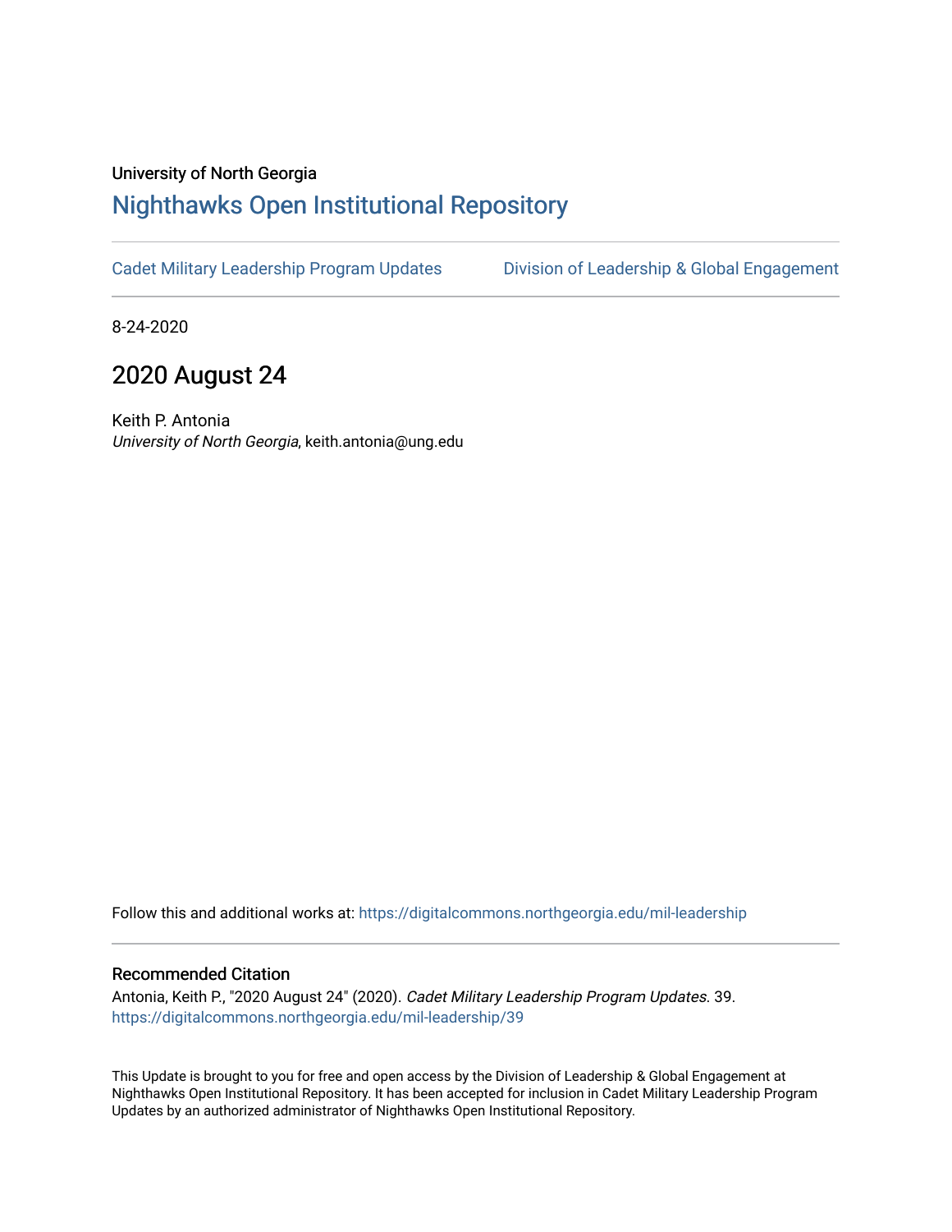University of North Georgia

# Nighthawks Open Institutional Repository

Cadet Military Leadership Program Updates | Division of Leadership & Global Engagement

8-24-2020

## 2020 August 24

Keith P. Antonia
*University of North Georgia*, keith.antonia@ung.edu

Follow this and additional works at: https://digitalcommons.northgeorgia.edu/mil-leadership

### Recommended Citation

Antonia, Keith P., "2020 August 24" (2020). *Cadet Military Leadership Program Updates*. 39.
https://digitalcommons.northgeorgia.edu/mil-leadership/39

This Update is brought to you for free and open access by the Division of Leadership & Global Engagement at Nighthawks Open Institutional Repository. It has been accepted for inclusion in Cadet Military Leadership Program Updates by an authorized administrator of Nighthawks Open Institutional Repository.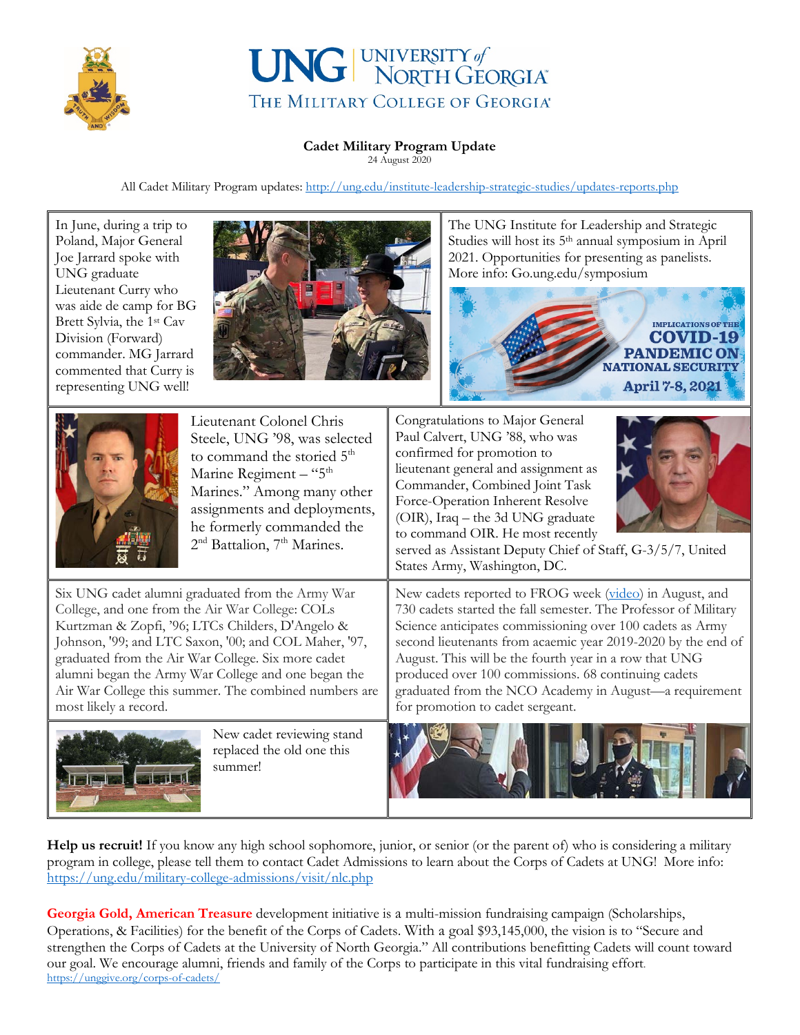**Cadet Military Program Update**

24 August 2020

All Cadet Military Program updates: http://ung.edu/institute-leadership-strategic-studies/updates-reports.php

In June, during a trip to Poland, Major General Joe Jarrard spoke with UNG graduate Lieutenant Curry who was aide de camp for BG Brett Sylvia, the 1st Cav Division (Forward) commander. MG Jarrard commented that Curry is representing UNG well!

The UNG Institute for Leadership and Strategic Studies will host its 5th annual symposium in April 2021. Opportunities for presenting as panelists. More info: Go.ung.edu/symposium

IMPLICATIONS OF THE COVID-19 PANDEMIC ON NATIONAL SECURITY April 7-8, 2021

Lieutenant Colonel Chris Steele, UNG '98, was selected to command the storied 5th Marine Regiment – "5th Marines." Among many other assignments and deployments, he formerly commanded the 2nd Battalion, 7th Marines.

Congratulations to Major General Paul Calvert, UNG '88, who was confirmed for promotion to lieutenant general and assignment as Commander, Combined Joint Task Force-Operation Inherent Resolve (OIR), Iraq – the 3d UNG graduate to command OIR. He most recently served as Assistant Deputy Chief of Staff, G-3/5/7, United States Army, Washington, DC.

Six UNG cadet alumni graduated from the Army War College, and one from the Air War College: COLs Kurtzman & Zopfi, '96; LTCs Childers, D'Angelo & Johnson, '99; and LTC Saxon, '00; and COL Maher, '97, graduated from the Air War College. Six more cadet alumni began the Army War College and one began the Air War College this summer. The combined numbers are most likely a record.

New cadets reported to FROG week (video) in August, and 730 cadets started the fall semester. The Professor of Military Science anticipates commissioning over 100 cadets as Army second lieutenants from acaemic year 2019-2020 by the end of August. This will be the fourth year in a row that UNG produced over 100 commissions. 68 continuing cadets graduated from the NCO Academy in August—a requirement for promotion to cadet sergeant.

New cadet reviewing stand replaced the old one this summer!

**Help us recruit!** If you know any high school sophomore, junior, or senior (or the parent of) who is considering a military program in college, please tell them to contact Cadet Admissions to learn about the Corps of Cadets at UNG! More info: https://ung.edu/military-college-admissions/visit/nlc.php

**Georgia Gold, American Treasure** development initiative is a multi-mission fundraising campaign (Scholarships, Operations, & Facilities) for the benefit of the Corps of Cadets. With a goal $93,145,000, the vision is to "Secure and strengthen the Corps of Cadets at the University of North Georgia." All contributions benefitting Cadets will count toward our goal. We encourage alumni, friends and family of the Corps to participate in this vital fundraising effort.
https://unggive.org/corps-of-cadets/